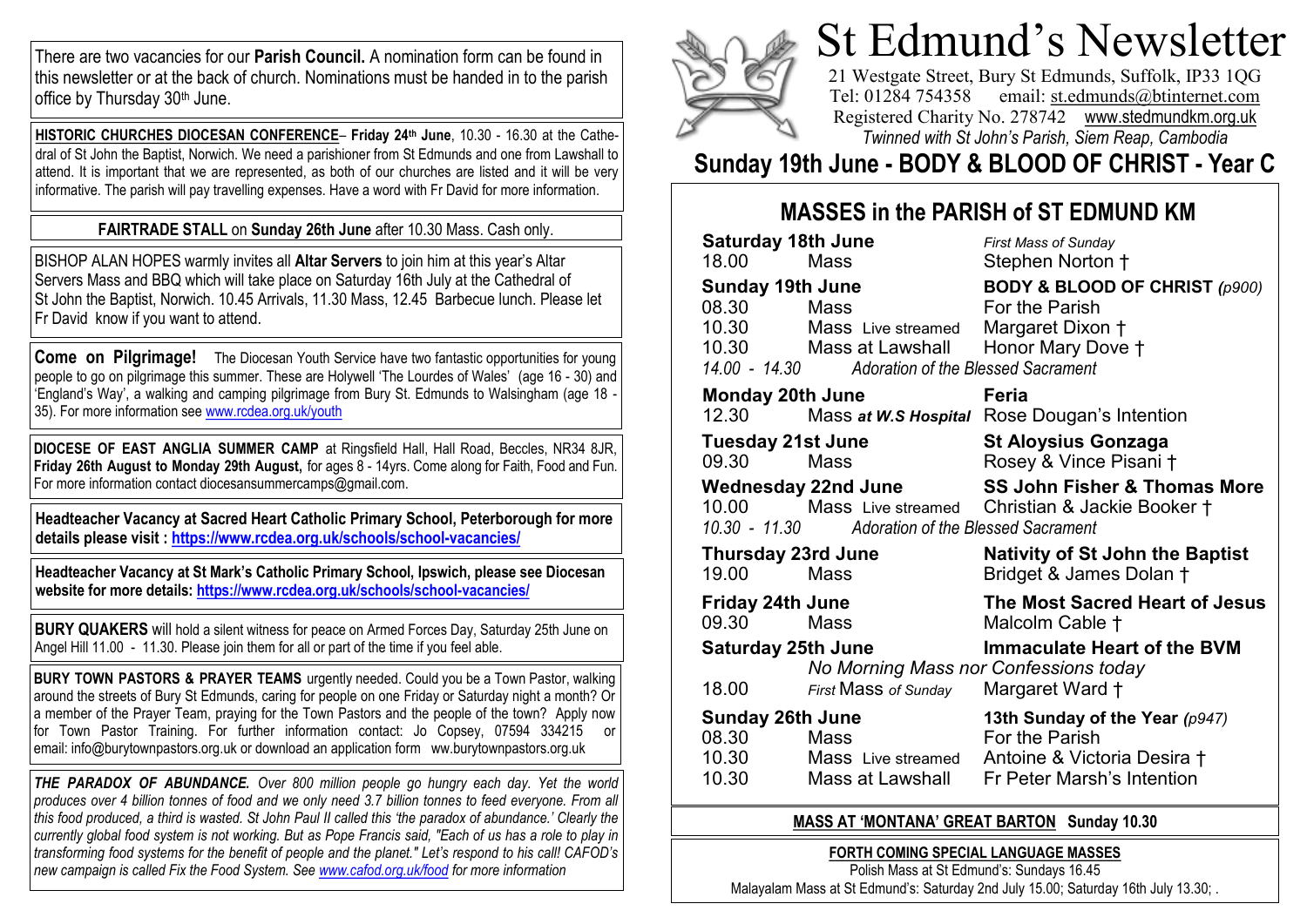# St Edmund's Newsletter

21 Westgate Street, Bury St Edmunds, Suffolk, IP33 1QG
Tel: 01284 754358 email: st.edmunds@btinternet.com
Registered Charity No. 278742 www.stedmundkm.org.uk
*Twinned with St John's Parish, Siem Reap, Cambodia*

## Sunday 19th June - BODY & BLOOD OF CHRIST - Year C

### MASSES in the PARISH of ST EDMUND KM

**Saturday 18th June** — *First Mass of Sunday*
18.00 Mass — Stephen Norton †

**Sunday 19th June** — **BODY & BLOOD OF CHRIST** *(p900)*
08.30 Mass — For the Parish
10.30 Mass Live streamed — Margaret Dixon †
10.30 Mass at Lawshall — Honor Mary Dove †
*14.00 - 14.30 Adoration of the Blessed Sacrament*

**Monday 20th June** — **Feria**
12.30 Mass ***at W.S Hospital*** — Rose Dougan's Intention

**Tuesday 21st June** — **St Aloysius Gonzaga**
09.30 Mass — Rosey & Vince Pisani †

**Wednesday 22nd June** — **SS John Fisher & Thomas More**
10.00 Mass Live streamed — Christian & Jackie Booker †
*10.30 - 11.30 Adoration of the Blessed Sacrament*

**Thursday 23rd June** — **Nativity of St John the Baptist**
19.00 Mass — Bridget & James Dolan †

**Friday 24th June** — **The Most Sacred Heart of Jesus**
09.30 Mass — Malcolm Cable †

**Saturday 25th June** — **Immaculate Heart of the BVM**
*No Morning Mass nor Confessions today*
18.00 *First* Mass *of Sunday* — Margaret Ward †

**Sunday 26th June** — **13th Sunday of the Year** *(p947)*
08.30 Mass — For the Parish
10.30 Mass Live streamed — Antoine & Victoria Desira †
10.30 Mass at Lawshall — Fr Peter Marsh's Intention

**MASS AT 'MONTANA' GREAT BARTON Sunday 10.30**

**FORTH COMING SPECIAL LANGUAGE MASSES**
Polish Mass at St Edmund's: Sundays 16.45
Malayalam Mass at St Edmund's: Saturday 2nd July 15.00; Saturday 16th July 13.30; .

---

There are two vacancies for our **Parish Council.** A nomination form can be found in this newsletter or at the back of church. Nominations must be handed in to the parish office by Thursday 30th June.

**HISTORIC CHURCHES DIOCESAN CONFERENCE**– **Friday 24th June**, 10.30 - 16.30 at the Cathedral of St John the Baptist, Norwich. We need a parishioner from St Edmunds and one from Lawshall to attend. It is important that we are represented, as both of our churches are listed and it will be very informative. The parish will pay travelling expenses. Have a word with Fr David for more information.

**FAIRTRADE STALL** on **Sunday 26th June** after 10.30 Mass. Cash only.

BISHOP ALAN HOPES warmly invites all **Altar Servers** to join him at this year's Altar Servers Mass and BBQ which will take place on Saturday 16th July at the Cathedral of St John the Baptist, Norwich. 10.45 Arrivals, 11.30 Mass, 12.45 Barbecue lunch. Please let Fr David know if you want to attend.

**Come on Pilgrimage!** The Diocesan Youth Service have two fantastic opportunities for young people to go on pilgrimage this summer. These are Holywell 'The Lourdes of Wales' (age 16 - 30) and 'England's Way', a walking and camping pilgrimage from Bury St. Edmunds to Walsingham (age 18 - 35). For more information see www.rcdea.org.uk/youth

**DIOCESE OF EAST ANGLIA SUMMER CAMP** at Ringsfield Hall, Hall Road, Beccles, NR34 8JR, **Friday 26th August to Monday 29th August,** for ages 8 - 14yrs. Come along for Faith, Food and Fun. For more information contact diocesansummercamps@gmail.com.

**Headteacher Vacancy at Sacred Heart Catholic Primary School, Peterborough for more details please visit : https://www.rcdea.org.uk/schools/school-vacancies/**

**Headteacher Vacancy at St Mark's Catholic Primary School, Ipswich, please see Diocesan website for more details: https://www.rcdea.org.uk/schools/school-vacancies/**

**BURY QUAKERS** will hold a silent witness for peace on Armed Forces Day, Saturday 25th June on Angel Hill 11.00 - 11.30. Please join them for all or part of the time if you feel able.

**BURY TOWN PASTORS & PRAYER TEAMS** urgently needed. Could you be a Town Pastor, walking around the streets of Bury St Edmunds, caring for people on one Friday or Saturday night a month? Or a member of the Prayer Team, praying for the Town Pastors and the people of the town? Apply now for Town Pastor Training. For further information contact: Jo Copsey, 07594 334215 or email: info@burytownpastors.org.uk or download an application form ww.burytownpastors.org.uk

***THE PARADOX OF ABUNDANCE.*** *Over 800 million people go hungry each day. Yet the world produces over 4 billion tonnes of food and we only need 3.7 billion tonnes to feed everyone. From all this food produced, a third is wasted. St John Paul II called this 'the paradox of abundance.' Clearly the currently global food system is not working. But as Pope Francis said, "Each of us has a role to play in transforming food systems for the benefit of people and the planet." Let's respond to his call! CAFOD's new campaign is called Fix the Food System. See www.cafod.org.uk/food for more information*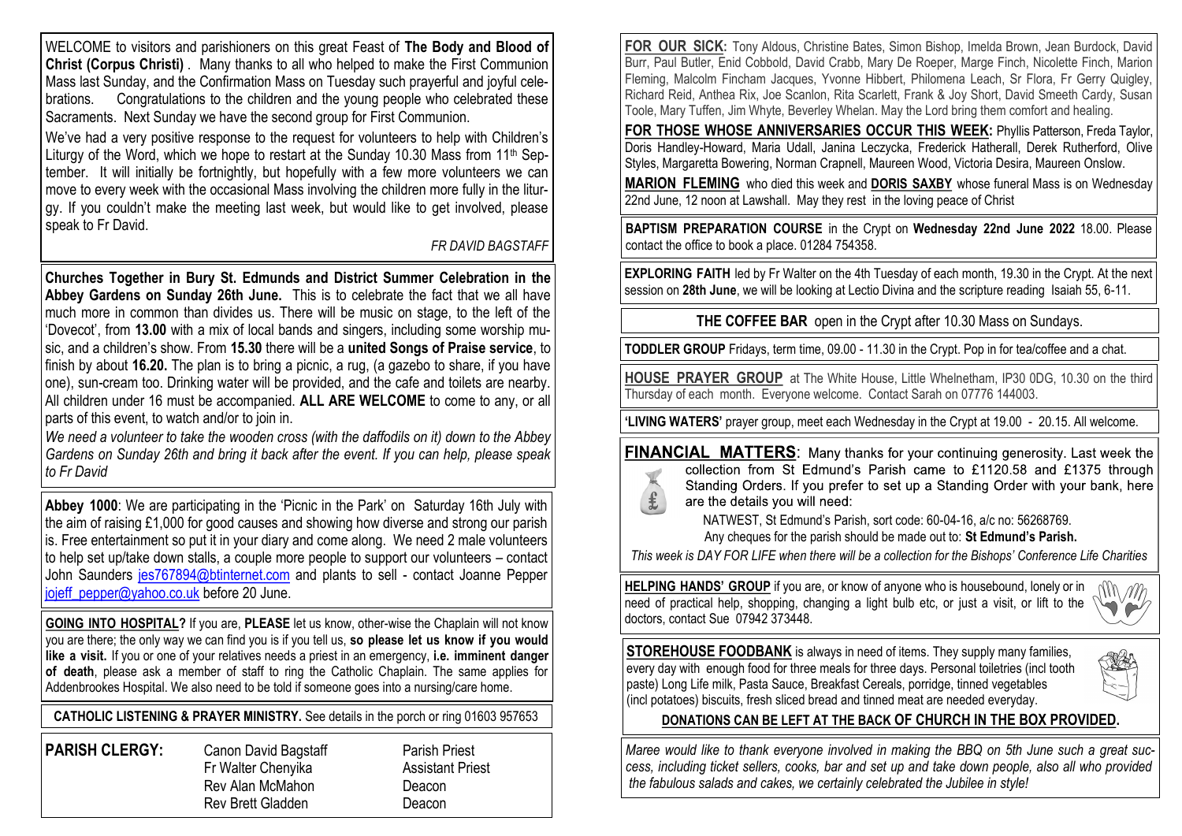WELCOME to visitors and parishioners on this great Feast of **The Body and Blood of Christ (Corpus Christi)** . Many thanks to all who helped to make the First Communion Mass last Sunday, and the Confirmation Mass on Tuesday such prayerful and joyful celebrations. Congratulations to the children and the young people who celebrated these Sacraments. Next Sunday we have the second group for First Communion.

We've had a very positive response to the request for volunteers to help with Children's Liturgy of the Word, which we hope to restart at the Sunday 10.30 Mass from 11th September. It will initially be fortnightly, but hopefully with a few more volunteers we can move to every week with the occasional Mass involving the children more fully in the liturgy. If you couldn't make the meeting last week, but would like to get involved, please speak to Fr David.

*FR DAVID BAGSTAFF*

**Churches Together in Bury St. Edmunds and District Summer Celebration in the Abbey Gardens on Sunday 26th June.** This is to celebrate the fact that we all have much more in common than divides us. There will be music on stage, to the left of the 'Dovecot', from **13.00** with a mix of local bands and singers, including some worship music, and a children's show. From **15.30** there will be a **united Songs of Praise service**, to finish by about **16.20.** The plan is to bring a picnic, a rug, (a gazebo to share, if you have one), sun-cream too. Drinking water will be provided, and the cafe and toilets are nearby. All children under 16 must be accompanied. **ALL ARE WELCOME** to come to any, or all parts of this event, to watch and/or to join in.

*We need a volunteer to take the wooden cross (with the daffodils on it) down to the Abbey Gardens on Sunday 26th and bring it back after the event. If you can help, please speak to Fr David*

**Abbey 1000**: We are participating in the 'Picnic in the Park' on Saturday 16th July with the aim of raising £1,000 for good causes and showing how diverse and strong our parish is. Free entertainment so put it in your diary and come along. We need 2 male volunteers to help set up/take down stalls, a couple more people to support our volunteers – contact John Saunders jes767894@btinternet.com and plants to sell - contact Joanne Pepper jojeff_pepper@yahoo.co.uk before 20 June.

**GOING INTO HOSPITAL?** If you are, **PLEASE** let us know, other-wise the Chaplain will not know you are there; the only way we can find you is if you tell us, **so please let us know if you would like a visit.** If you or one of your relatives needs a priest in an emergency, **i.e. imminent danger of death**, please ask a member of staff to ring the Catholic Chaplain. The same applies for Addenbrookes Hospital. We also need to be told if someone goes into a nursing/care home.

**CATHOLIC LISTENING & PRAYER MINISTRY.** See details in the porch or ring 01603 957653

| **PARISH CLERGY:** | | |
|---|---|---|
| | Canon David Bagstaff | Parish Priest |
| | Fr Walter Chenyika | Assistant Priest |
| | Rev Alan McMahon | Deacon |
| | Rev Brett Gladden | Deacon |

**FOR OUR SICK:** Tony Aldous, Christine Bates, Simon Bishop, Imelda Brown, Jean Burdock, David Burr, Paul Butler, Enid Cobbold, David Crabb, Mary De Roeper, Marge Finch, Nicolette Finch, Marion Fleming, Malcolm Fincham Jacques, Yvonne Hibbert, Philomena Leach, Sr Flora, Fr Gerry Quigley, Richard Reid, Anthea Rix, Joe Scanlon, Rita Scarlett, Frank & Joy Short, David Smeeth Cardy, Susan Toole, Mary Tuffen, Jim Whyte, Beverley Whelan. May the Lord bring them comfort and healing.

**FOR THOSE WHOSE ANNIVERSARIES OCCUR THIS WEEK:** Phyllis Patterson, Freda Taylor, Doris Handley-Howard, Maria Udall, Janina Leczycka, Frederick Hatherall, Derek Rutherford, Olive Styles, Margaretta Bowering, Norman Crapnell, Maureen Wood, Victoria Desira, Maureen Onslow.

**MARION FLEMING** who died this week and **DORIS SAXBY** whose funeral Mass is on Wednesday 22nd June, 12 noon at Lawshall. May they rest in the loving peace of Christ

**BAPTISM PREPARATION COURSE** in the Crypt on **Wednesday 22nd June 2022** 18.00. Please contact the office to book a place. 01284 754358.

**EXPLORING FAITH** led by Fr Walter on the 4th Tuesday of each month, 19.30 in the Crypt. At the next session on **28th June**, we will be looking at Lectio Divina and the scripture reading Isaiah 55, 6-11.

**THE COFFEE BAR** open in the Crypt after 10.30 Mass on Sundays.

**TODDLER GROUP** Fridays, term time, 09.00 - 11.30 in the Crypt. Pop in for tea/coffee and a chat.

**HOUSE PRAYER GROUP** at The White House, Little Whelnetham, IP30 0DG, 10.30 on the third Thursday of each month. Everyone welcome. Contact Sarah on 07776 144003.

**'LIVING WATERS'** prayer group, meet each Wednesday in the Crypt at 19.00 - 20.15. All welcome.

**FINANCIAL MATTERS**: Many thanks for your continuing generosity. Last week the collection from St Edmund's Parish came to £1120.58 and £1375 through Standing Orders. If you prefer to set up a Standing Order with your bank, here are the details you will need:

NATWEST, St Edmund's Parish, sort code: 60-04-16, a/c no: 56268769.

Any cheques for the parish should be made out to: **St Edmund's Parish.**

*This week is DAY FOR LIFE when there will be a collection for the Bishops' Conference Life Charities*

**HELPING HANDS' GROUP** if you are, or know of anyone who is housebound, lonely or in need of practical help, shopping, changing a light bulb etc, or just a visit, or lift to the doctors, contact Sue 07942 373448.

**STOREHOUSE FOODBANK** is always in need of items. They supply many families, every day with enough food for three meals for three days. Personal toiletries (incl tooth paste) Long Life milk, Pasta Sauce, Breakfast Cereals, porridge, tinned vegetables (incl potatoes) biscuits, fresh sliced bread and tinned meat are needed everyday.

**DONATIONS CAN BE LEFT AT THE BACK OF CHURCH IN THE BOX PROVIDED.**

*Maree would like to thank everyone involved in making the BBQ on 5th June such a great success, including ticket sellers, cooks, bar and set up and take down people, also all who provided the fabulous salads and cakes, we certainly celebrated the Jubilee in style!*